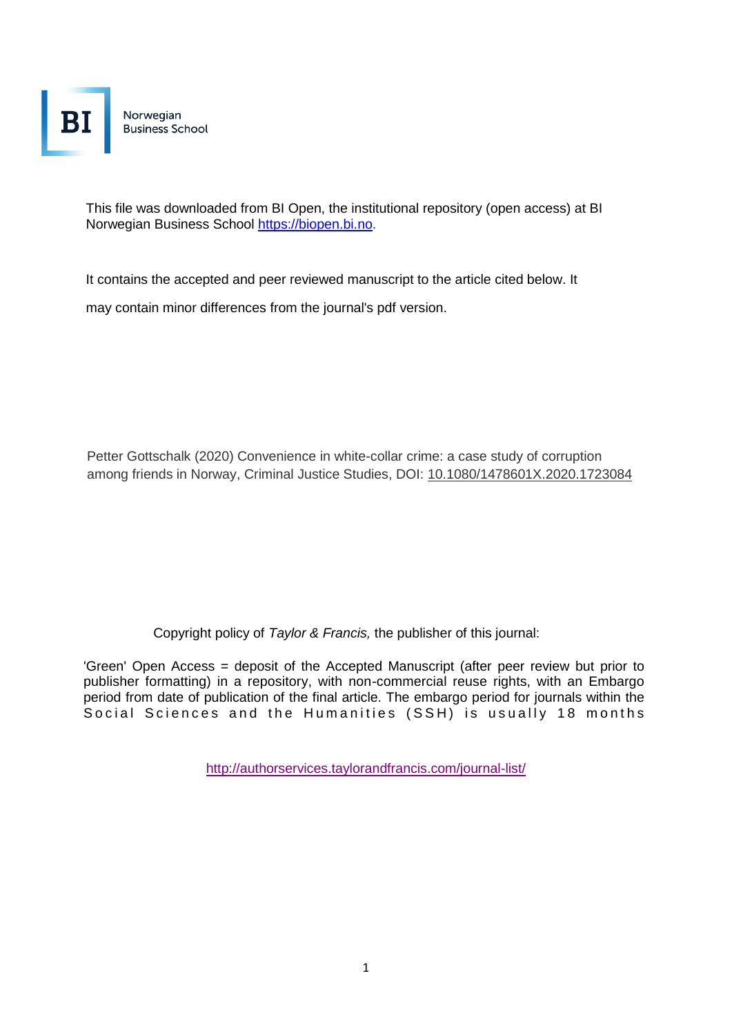Norwegian
Business School

This file was downloaded from BI Open, the institutional repository (open access) at BI Norwegian Business School https://biopen.bi.no.

It contains the accepted and peer reviewed manuscript to the article cited below. It may contain minor differences from the journal's pdf version.

Petter Gottschalk (2020) Convenience in white-collar crime: a case study of corruption among friends in Norway, Criminal Justice Studies, DOI: 10.1080/1478601X.2020.1723084

Copyright policy of *Taylor & Francis,* the publisher of this journal:

'Green' Open Access = deposit of the Accepted Manuscript (after peer review but prior to publisher formatting) in a repository, with non-commercial reuse rights, with an Embargo period from date of publication of the final article. The embargo period for journals within the Social Sciences and the Humanities (SSH) is usually 18 months

http://authorservices.taylorandfrancis.com/journal-list/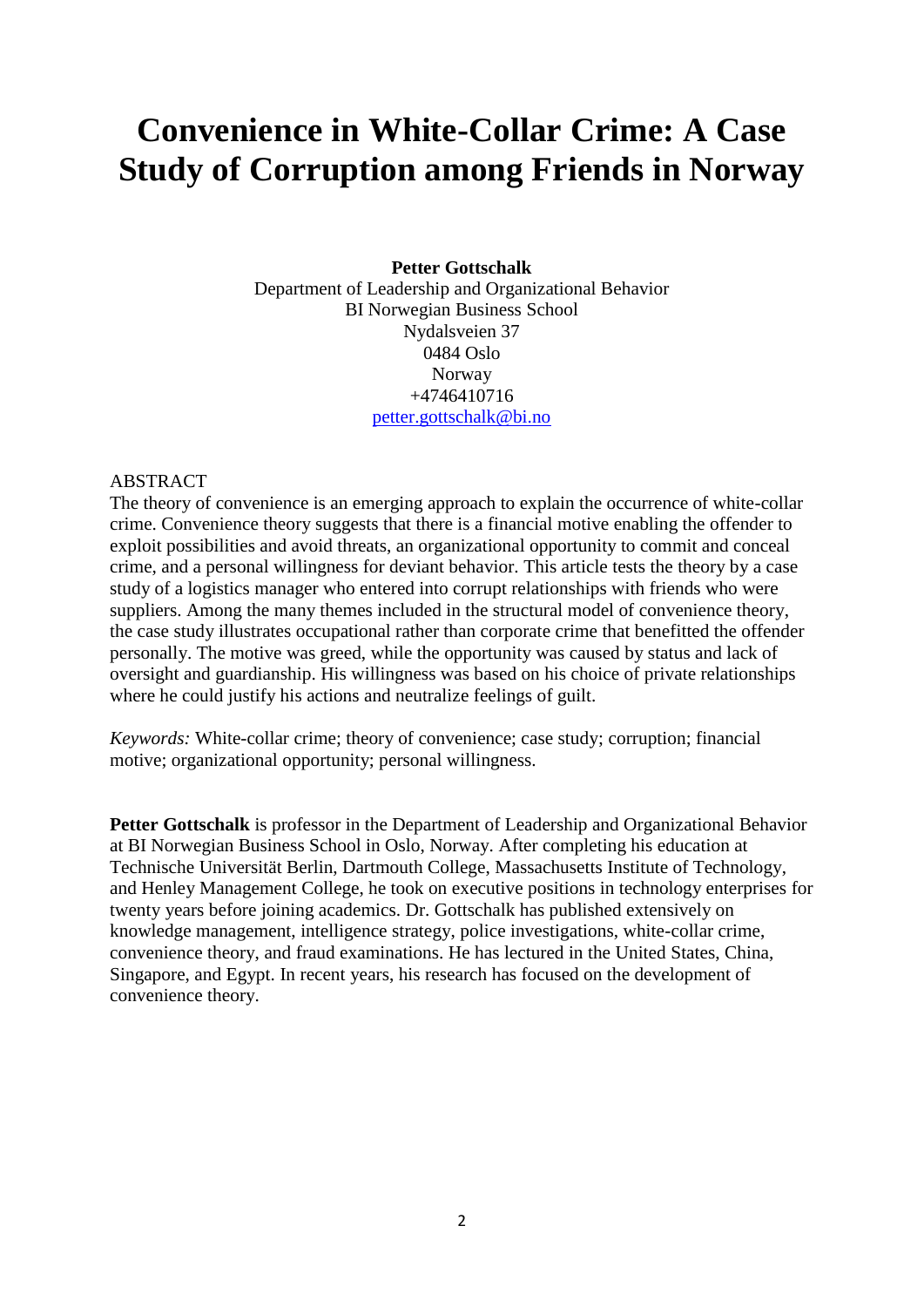# Convenience in White-Collar Crime: A Case Study of Corruption among Friends in Norway

**Petter Gottschalk**
Department of Leadership and Organizational Behavior
BI Norwegian Business School
Nydalsveien 37
0484 Oslo
Norway
+4746410716
petter.gottschalk@bi.no

ABSTRACT

The theory of convenience is an emerging approach to explain the occurrence of white-collar crime. Convenience theory suggests that there is a financial motive enabling the offender to exploit possibilities and avoid threats, an organizational opportunity to commit and conceal crime, and a personal willingness for deviant behavior. This article tests the theory by a case study of a logistics manager who entered into corrupt relationships with friends who were suppliers. Among the many themes included in the structural model of convenience theory, the case study illustrates occupational rather than corporate crime that benefitted the offender personally. The motive was greed, while the opportunity was caused by status and lack of oversight and guardianship. His willingness was based on his choice of private relationships where he could justify his actions and neutralize feelings of guilt.

*Keywords:* White-collar crime; theory of convenience; case study; corruption; financial motive; organizational opportunity; personal willingness.

**Petter Gottschalk** is professor in the Department of Leadership and Organizational Behavior at BI Norwegian Business School in Oslo, Norway. After completing his education at Technische Universität Berlin, Dartmouth College, Massachusetts Institute of Technology, and Henley Management College, he took on executive positions in technology enterprises for twenty years before joining academics. Dr. Gottschalk has published extensively on knowledge management, intelligence strategy, police investigations, white-collar crime, convenience theory, and fraud examinations. He has lectured in the United States, China, Singapore, and Egypt. In recent years, his research has focused on the development of convenience theory.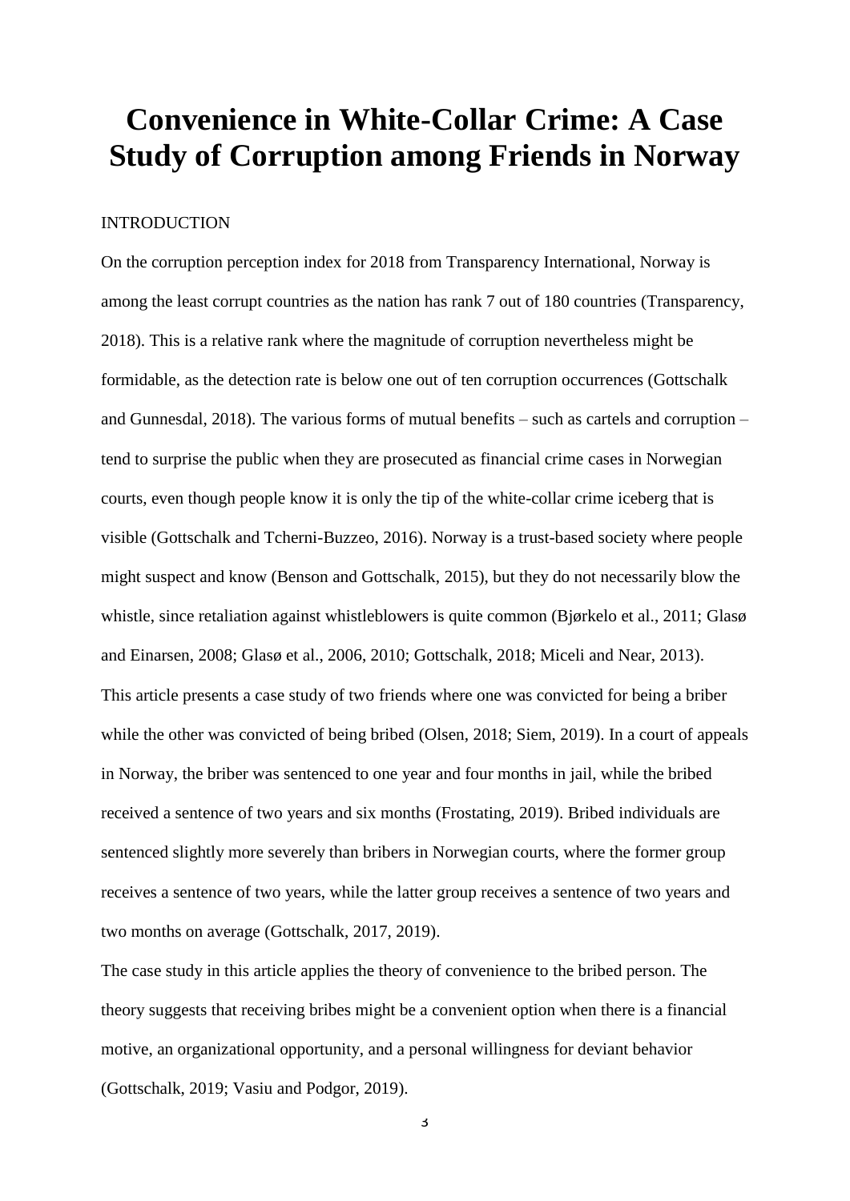# Convenience in White-Collar Crime: A Case Study of Corruption among Friends in Norway

INTRODUCTION

On the corruption perception index for 2018 from Transparency International, Norway is among the least corrupt countries as the nation has rank 7 out of 180 countries (Transparency, 2018). This is a relative rank where the magnitude of corruption nevertheless might be formidable, as the detection rate is below one out of ten corruption occurrences (Gottschalk and Gunnesdal, 2018). The various forms of mutual benefits – such as cartels and corruption – tend to surprise the public when they are prosecuted as financial crime cases in Norwegian courts, even though people know it is only the tip of the white-collar crime iceberg that is visible (Gottschalk and Tcherni-Buzzeo, 2016). Norway is a trust-based society where people might suspect and know (Benson and Gottschalk, 2015), but they do not necessarily blow the whistle, since retaliation against whistleblowers is quite common (Bjørkelo et al., 2011; Glasø and Einarsen, 2008; Glasø et al., 2006, 2010; Gottschalk, 2018; Miceli and Near, 2013).

This article presents a case study of two friends where one was convicted for being a briber while the other was convicted of being bribed (Olsen, 2018; Siem, 2019). In a court of appeals in Norway, the briber was sentenced to one year and four months in jail, while the bribed received a sentence of two years and six months (Frostating, 2019). Bribed individuals are sentenced slightly more severely than bribers in Norwegian courts, where the former group receives a sentence of two years, while the latter group receives a sentence of two years and two months on average (Gottschalk, 2017, 2019).

The case study in this article applies the theory of convenience to the bribed person. The theory suggests that receiving bribes might be a convenient option when there is a financial motive, an organizational opportunity, and a personal willingness for deviant behavior (Gottschalk, 2019; Vasiu and Podgor, 2019).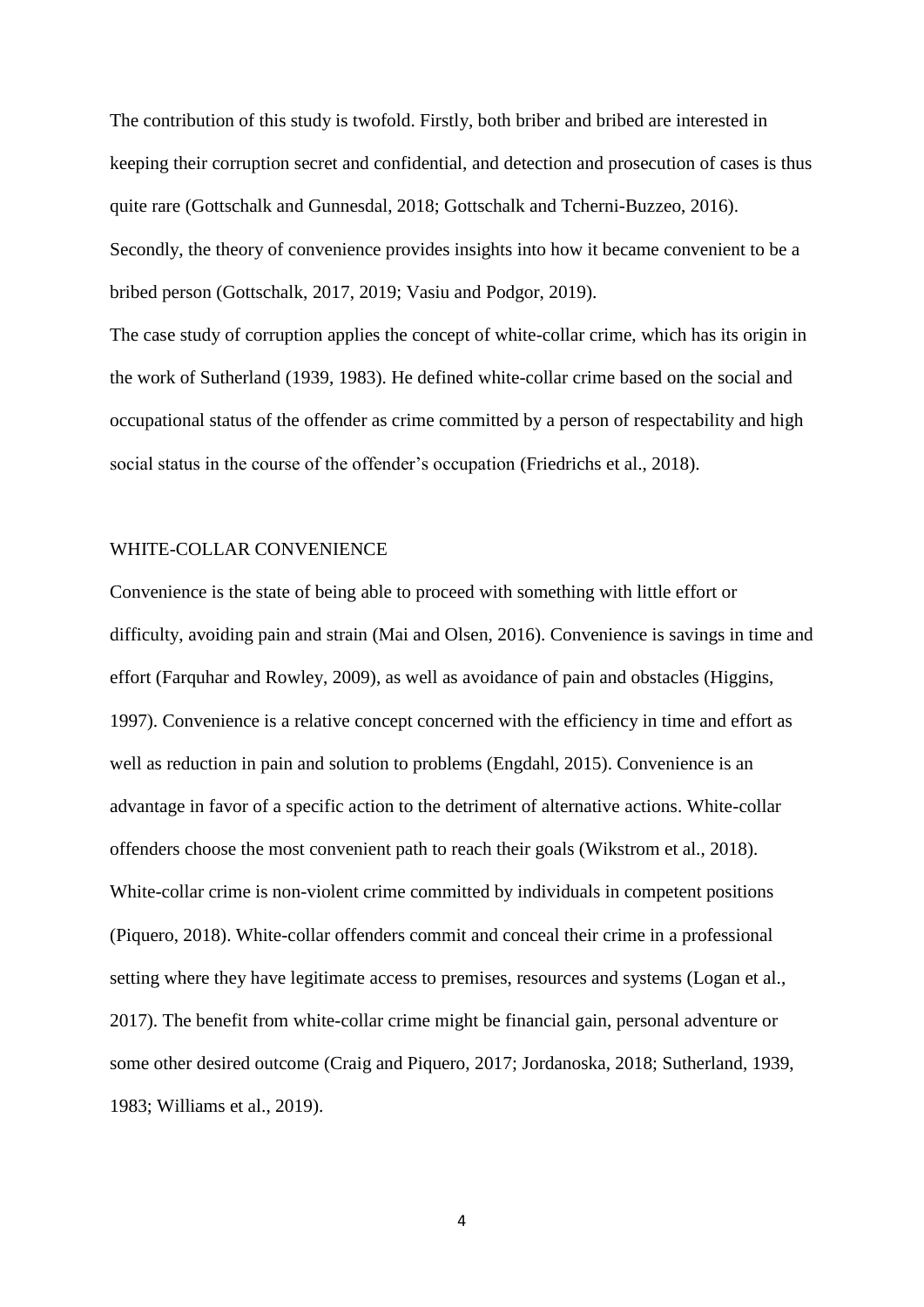The contribution of this study is twofold. Firstly, both briber and bribed are interested in keeping their corruption secret and confidential, and detection and prosecution of cases is thus quite rare (Gottschalk and Gunnesdal, 2018; Gottschalk and Tcherni-Buzzeo, 2016). Secondly, the theory of convenience provides insights into how it became convenient to be a bribed person (Gottschalk, 2017, 2019; Vasiu and Podgor, 2019).

The case study of corruption applies the concept of white-collar crime, which has its origin in the work of Sutherland (1939, 1983). He defined white-collar crime based on the social and occupational status of the offender as crime committed by a person of respectability and high social status in the course of the offender's occupation (Friedrichs et al., 2018).

## WHITE-COLLAR CONVENIENCE

Convenience is the state of being able to proceed with something with little effort or difficulty, avoiding pain and strain (Mai and Olsen, 2016). Convenience is savings in time and effort (Farquhar and Rowley, 2009), as well as avoidance of pain and obstacles (Higgins, 1997). Convenience is a relative concept concerned with the efficiency in time and effort as well as reduction in pain and solution to problems (Engdahl, 2015). Convenience is an advantage in favor of a specific action to the detriment of alternative actions. White-collar offenders choose the most convenient path to reach their goals (Wikstrom et al., 2018). White-collar crime is non-violent crime committed by individuals in competent positions (Piquero, 2018). White-collar offenders commit and conceal their crime in a professional setting where they have legitimate access to premises, resources and systems (Logan et al., 2017). The benefit from white-collar crime might be financial gain, personal adventure or some other desired outcome (Craig and Piquero, 2017; Jordanoska, 2018; Sutherland, 1939, 1983; Williams et al., 2019).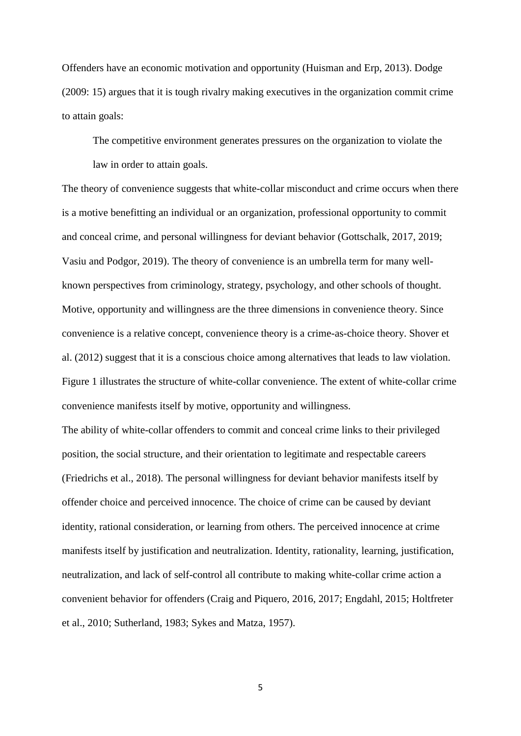Offenders have an economic motivation and opportunity (Huisman and Erp, 2013). Dodge (2009: 15) argues that it is tough rivalry making executives in the organization commit crime to attain goals:

> The competitive environment generates pressures on the organization to violate the law in order to attain goals.

The theory of convenience suggests that white-collar misconduct and crime occurs when there is a motive benefitting an individual or an organization, professional opportunity to commit and conceal crime, and personal willingness for deviant behavior (Gottschalk, 2017, 2019; Vasiu and Podgor, 2019). The theory of convenience is an umbrella term for many well-known perspectives from criminology, strategy, psychology, and other schools of thought. Motive, opportunity and willingness are the three dimensions in convenience theory. Since convenience is a relative concept, convenience theory is a crime-as-choice theory. Shover et al. (2012) suggest that it is a conscious choice among alternatives that leads to law violation. Figure 1 illustrates the structure of white-collar convenience. The extent of white-collar crime convenience manifests itself by motive, opportunity and willingness.

The ability of white-collar offenders to commit and conceal crime links to their privileged position, the social structure, and their orientation to legitimate and respectable careers (Friedrichs et al., 2018). The personal willingness for deviant behavior manifests itself by offender choice and perceived innocence. The choice of crime can be caused by deviant identity, rational consideration, or learning from others. The perceived innocence at crime manifests itself by justification and neutralization. Identity, rationality, learning, justification, neutralization, and lack of self-control all contribute to making white-collar crime action a convenient behavior for offenders (Craig and Piquero, 2016, 2017; Engdahl, 2015; Holtfreter et al., 2010; Sutherland, 1983; Sykes and Matza, 1957).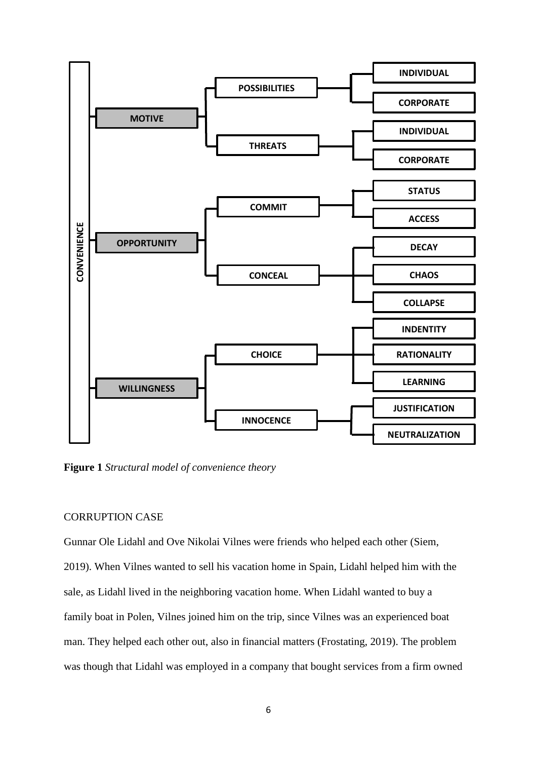- CONVENIENCE
  - MOTIVE
    - POSSIBILITIES
      - INDIVIDUAL
      - CORPORATE
    - THREATS
      - INDIVIDUAL
      - CORPORATE
  - OPPORTUNITY
    - COMMIT
      - STATUS
      - ACCESS
    - CONCEAL
      - DECAY
      - CHAOS
      - COLLAPSE
  - WILLINGNESS
    - CHOICE
      - INDENTITY
      - RATIONALITY
      - LEARNING
    - INNOCENCE
      - JUSTIFICATION
      - NEUTRALIZATION

**Figure 1** *Structural model of convenience theory*

## CORRUPTION CASE

Gunnar Ole Lidahl and Ove Nikolai Vilnes were friends who helped each other (Siem, 2019). When Vilnes wanted to sell his vacation home in Spain, Lidahl helped him with the sale, as Lidahl lived in the neighboring vacation home. When Lidahl wanted to buy a family boat in Polen, Vilnes joined him on the trip, since Vilnes was an experienced boat man. They helped each other out, also in financial matters (Frostating, 2019). The problem was though that Lidahl was employed in a company that bought services from a firm owned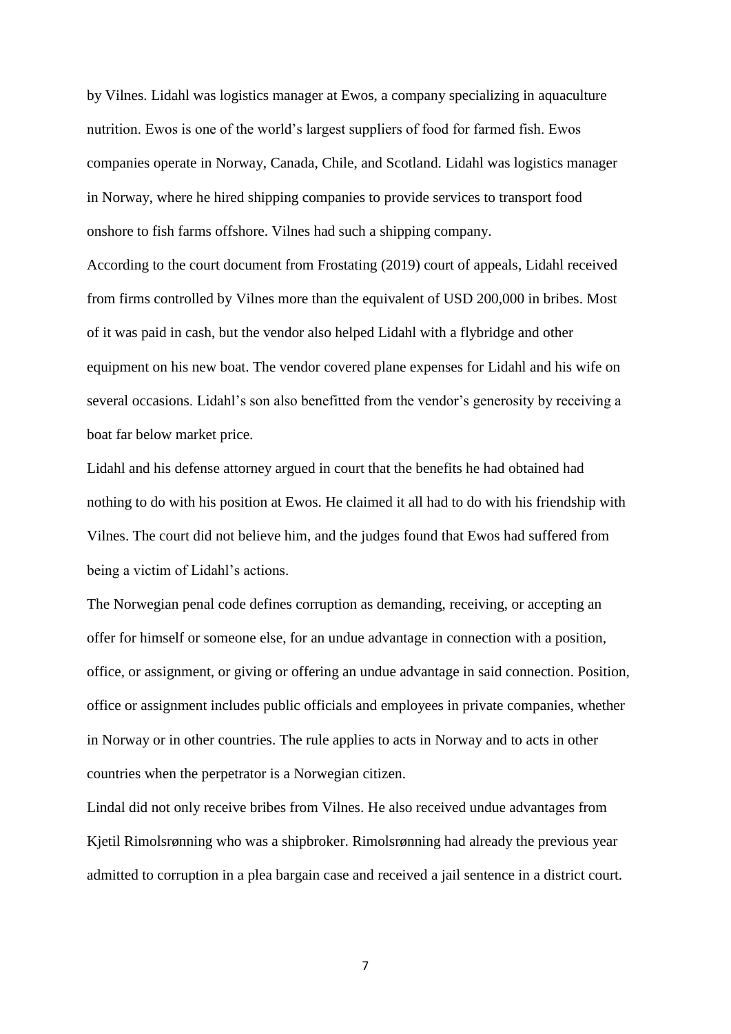by Vilnes. Lidahl was logistics manager at Ewos, a company specializing in aquaculture nutrition. Ewos is one of the world's largest suppliers of food for farmed fish. Ewos companies operate in Norway, Canada, Chile, and Scotland. Lidahl was logistics manager in Norway, where he hired shipping companies to provide services to transport food onshore to fish farms offshore. Vilnes had such a shipping company.

According to the court document from Frostating (2019) court of appeals, Lidahl received from firms controlled by Vilnes more than the equivalent of USD 200,000 in bribes. Most of it was paid in cash, but the vendor also helped Lidahl with a flybridge and other equipment on his new boat. The vendor covered plane expenses for Lidahl and his wife on several occasions. Lidahl's son also benefitted from the vendor's generosity by receiving a boat far below market price.

Lidahl and his defense attorney argued in court that the benefits he had obtained had nothing to do with his position at Ewos. He claimed it all had to do with his friendship with Vilnes. The court did not believe him, and the judges found that Ewos had suffered from being a victim of Lidahl's actions.

The Norwegian penal code defines corruption as demanding, receiving, or accepting an offer for himself or someone else, for an undue advantage in connection with a position, office, or assignment, or giving or offering an undue advantage in said connection. Position, office or assignment includes public officials and employees in private companies, whether in Norway or in other countries. The rule applies to acts in Norway and to acts in other countries when the perpetrator is a Norwegian citizen.

Lindal did not only receive bribes from Vilnes. He also received undue advantages from Kjetil Rimolsrønning who was a shipbroker. Rimolsrønning had already the previous year admitted to corruption in a plea bargain case and received a jail sentence in a district court.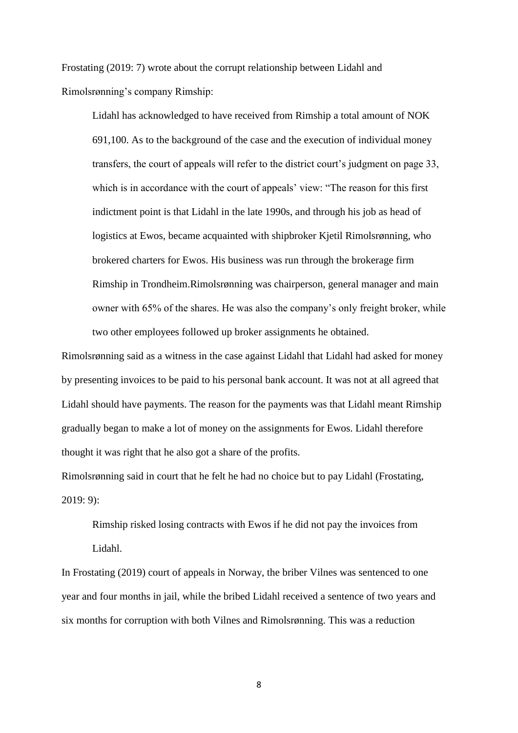Frostating (2019: 7) wrote about the corrupt relationship between Lidahl and Rimolsrønning's company Rimship:

> Lidahl has acknowledged to have received from Rimship a total amount of NOK 691,100. As to the background of the case and the execution of individual money transfers, the court of appeals will refer to the district court's judgment on page 33, which is in accordance with the court of appeals' view: "The reason for this first indictment point is that Lidahl in the late 1990s, and through his job as head of logistics at Ewos, became acquainted with shipbroker Kjetil Rimolsrønning, who brokered charters for Ewos. His business was run through the brokerage firm Rimship in Trondheim.Rimolsrønning was chairperson, general manager and main owner with 65% of the shares. He was also the company's only freight broker, while two other employees followed up broker assignments he obtained.

Rimolsrønning said as a witness in the case against Lidahl that Lidahl had asked for money by presenting invoices to be paid to his personal bank account. It was not at all agreed that Lidahl should have payments. The reason for the payments was that Lidahl meant Rimship gradually began to make a lot of money on the assignments for Ewos. Lidahl therefore thought it was right that he also got a share of the profits.

Rimolsrønning said in court that he felt he had no choice but to pay Lidahl (Frostating, 2019: 9):

> Rimship risked losing contracts with Ewos if he did not pay the invoices from Lidahl.

In Frostating (2019) court of appeals in Norway, the briber Vilnes was sentenced to one year and four months in jail, while the bribed Lidahl received a sentence of two years and six months for corruption with both Vilnes and Rimolsrønning. This was a reduction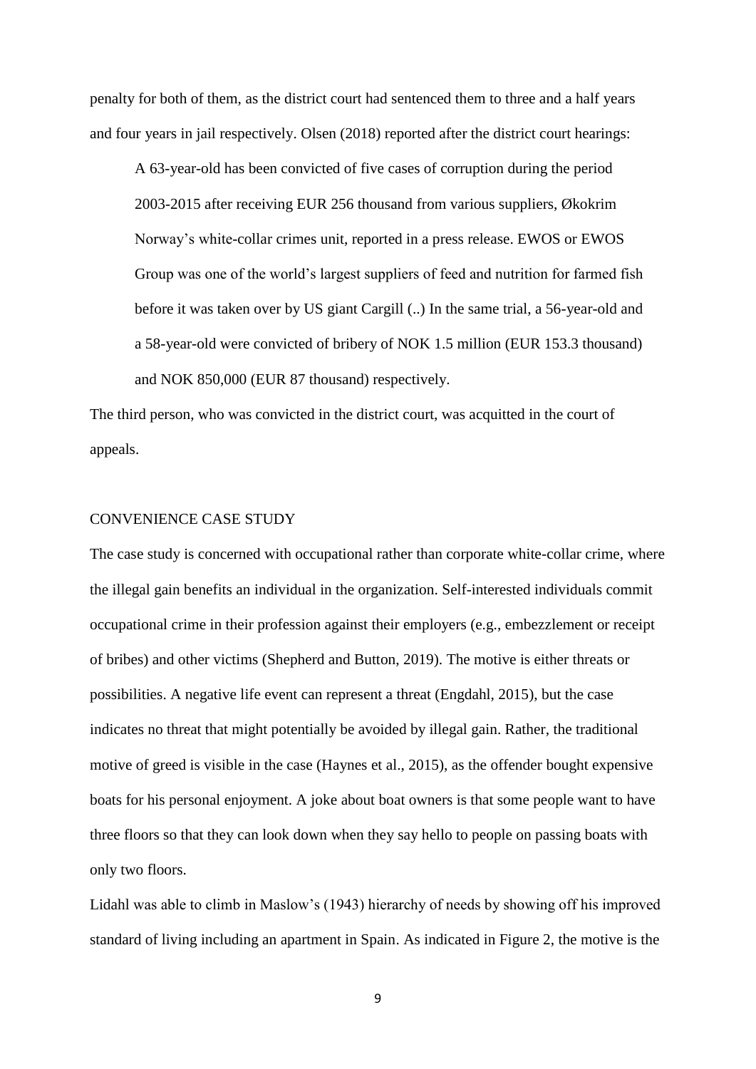penalty for both of them, as the district court had sentenced them to three and a half years and four years in jail respectively. Olsen (2018) reported after the district court hearings:

> A 63-year-old has been convicted of five cases of corruption during the period 2003-2015 after receiving EUR 256 thousand from various suppliers, Økokrim Norway's white-collar crimes unit, reported in a press release. EWOS or EWOS Group was one of the world's largest suppliers of feed and nutrition for farmed fish before it was taken over by US giant Cargill (..) In the same trial, a 56-year-old and a 58-year-old were convicted of bribery of NOK 1.5 million (EUR 153.3 thousand) and NOK 850,000 (EUR 87 thousand) respectively.

The third person, who was convicted in the district court, was acquitted in the court of appeals.

## CONVENIENCE CASE STUDY

The case study is concerned with occupational rather than corporate white-collar crime, where the illegal gain benefits an individual in the organization. Self-interested individuals commit occupational crime in their profession against their employers (e.g., embezzlement or receipt of bribes) and other victims (Shepherd and Button, 2019). The motive is either threats or possibilities. A negative life event can represent a threat (Engdahl, 2015), but the case indicates no threat that might potentially be avoided by illegal gain. Rather, the traditional motive of greed is visible in the case (Haynes et al., 2015), as the offender bought expensive boats for his personal enjoyment. A joke about boat owners is that some people want to have three floors so that they can look down when they say hello to people on passing boats with only two floors.

Lidahl was able to climb in Maslow's (1943) hierarchy of needs by showing off his improved standard of living including an apartment in Spain. As indicated in Figure 2, the motive is the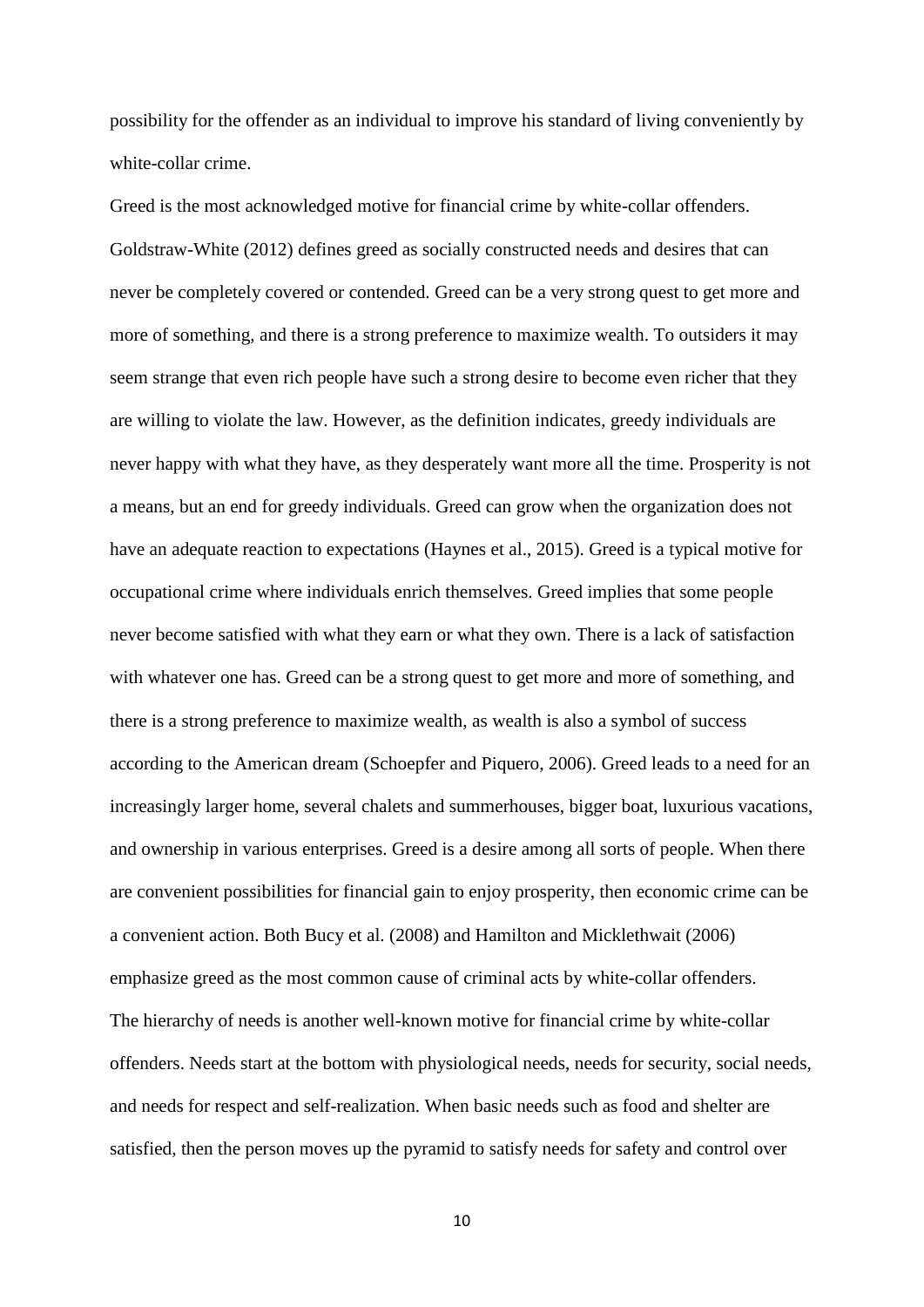possibility for the offender as an individual to improve his standard of living conveniently by white-collar crime.

Greed is the most acknowledged motive for financial crime by white-collar offenders. Goldstraw-White (2012) defines greed as socially constructed needs and desires that can never be completely covered or contended. Greed can be a very strong quest to get more and more of something, and there is a strong preference to maximize wealth. To outsiders it may seem strange that even rich people have such a strong desire to become even richer that they are willing to violate the law. However, as the definition indicates, greedy individuals are never happy with what they have, as they desperately want more all the time. Prosperity is not a means, but an end for greedy individuals. Greed can grow when the organization does not have an adequate reaction to expectations (Haynes et al., 2015). Greed is a typical motive for occupational crime where individuals enrich themselves. Greed implies that some people never become satisfied with what they earn or what they own. There is a lack of satisfaction with whatever one has. Greed can be a strong quest to get more and more of something, and there is a strong preference to maximize wealth, as wealth is also a symbol of success according to the American dream (Schoepfer and Piquero, 2006). Greed leads to a need for an increasingly larger home, several chalets and summerhouses, bigger boat, luxurious vacations, and ownership in various enterprises. Greed is a desire among all sorts of people. When there are convenient possibilities for financial gain to enjoy prosperity, then economic crime can be a convenient action. Both Bucy et al. (2008) and Hamilton and Micklethwait (2006) emphasize greed as the most common cause of criminal acts by white-collar offenders.

The hierarchy of needs is another well-known motive for financial crime by white-collar offenders. Needs start at the bottom with physiological needs, needs for security, social needs, and needs for respect and self-realization. When basic needs such as food and shelter are satisfied, then the person moves up the pyramid to satisfy needs for safety and control over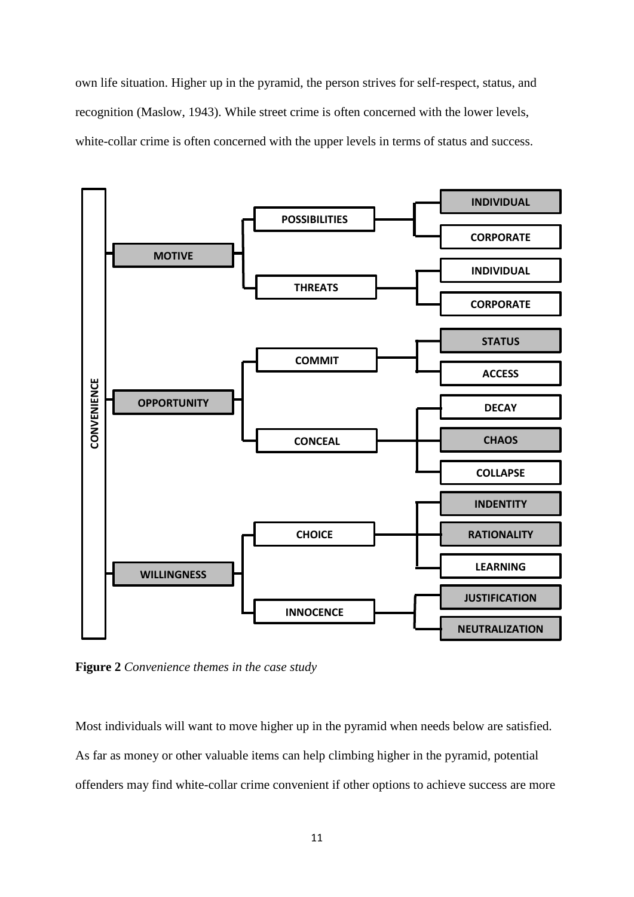own life situation. Higher up in the pyramid, the person strives for self-respect, status, and recognition (Maslow, 1943). While street crime is often concerned with the lower levels, white-collar crime is often concerned with the upper levels in terms of status and success.

- CONVENIENCE
  - MOTIVE
    - POSSIBILITIES
      - INDIVIDUAL
      - CORPORATE
    - THREATS
      - INDIVIDUAL
      - CORPORATE
  - OPPORTUNITY
    - COMMIT
      - STATUS
      - ACCESS
    - CONCEAL
      - DECAY
      - CHAOS
      - COLLAPSE
  - WILLINGNESS
    - CHOICE
      - INDENTITY
      - RATIONALITY
      - LEARNING
    - INNOCENCE
      - JUSTIFICATION
      - NEUTRALIZATION

**Figure 2** *Convenience themes in the case study*

Most individuals will want to move higher up in the pyramid when needs below are satisfied. As far as money or other valuable items can help climbing higher in the pyramid, potential offenders may find white-collar crime convenient if other options to achieve success are more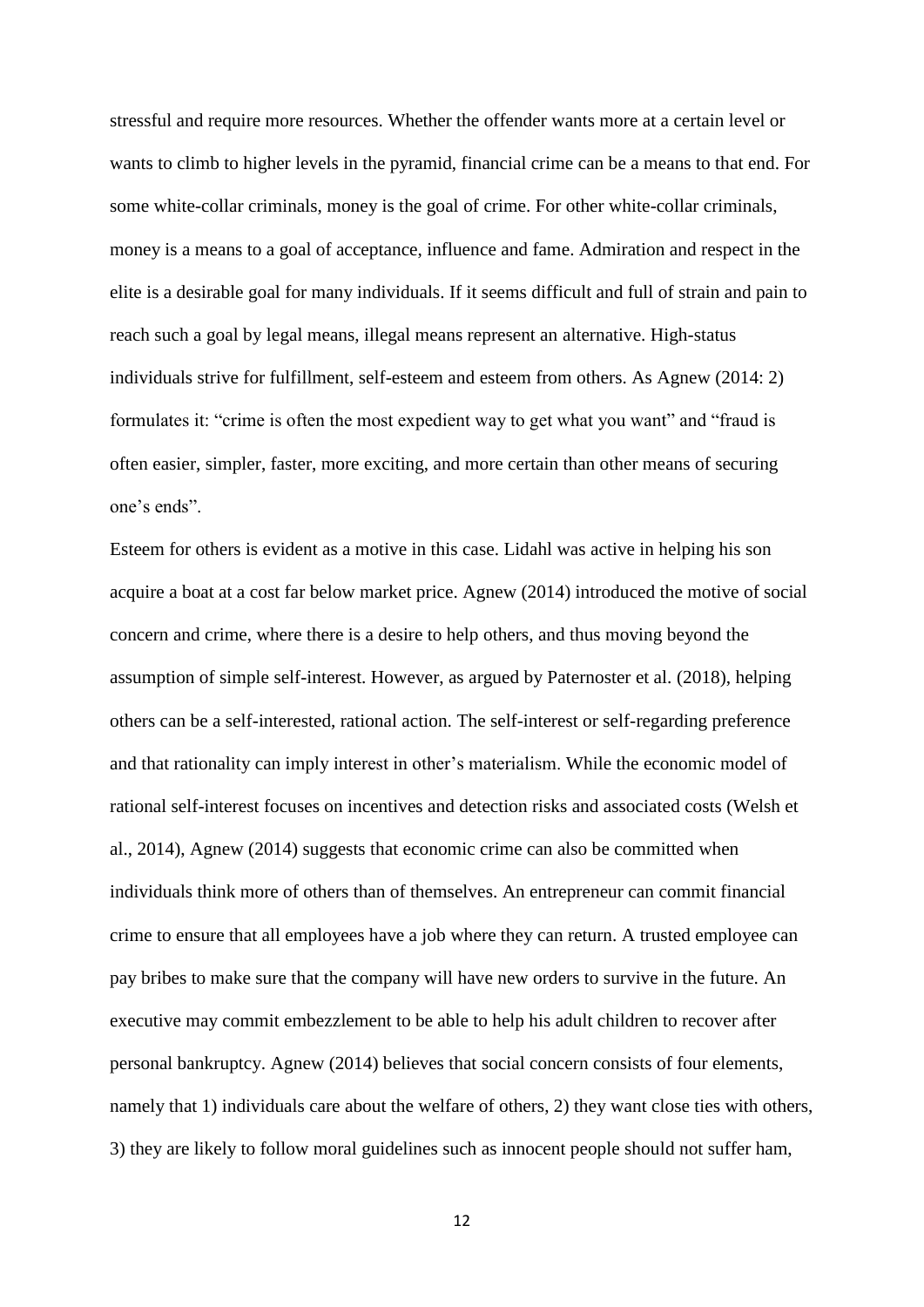stressful and require more resources. Whether the offender wants more at a certain level or wants to climb to higher levels in the pyramid, financial crime can be a means to that end. For some white-collar criminals, money is the goal of crime. For other white-collar criminals, money is a means to a goal of acceptance, influence and fame. Admiration and respect in the elite is a desirable goal for many individuals. If it seems difficult and full of strain and pain to reach such a goal by legal means, illegal means represent an alternative. High-status individuals strive for fulfillment, self-esteem and esteem from others. As Agnew (2014: 2) formulates it: "crime is often the most expedient way to get what you want" and "fraud is often easier, simpler, faster, more exciting, and more certain than other means of securing one's ends".

Esteem for others is evident as a motive in this case. Lidahl was active in helping his son acquire a boat at a cost far below market price. Agnew (2014) introduced the motive of social concern and crime, where there is a desire to help others, and thus moving beyond the assumption of simple self-interest. However, as argued by Paternoster et al. (2018), helping others can be a self-interested, rational action. The self-interest or self-regarding preference and that rationality can imply interest in other's materialism. While the economic model of rational self-interest focuses on incentives and detection risks and associated costs (Welsh et al., 2014), Agnew (2014) suggests that economic crime can also be committed when individuals think more of others than of themselves. An entrepreneur can commit financial crime to ensure that all employees have a job where they can return. A trusted employee can pay bribes to make sure that the company will have new orders to survive in the future. An executive may commit embezzlement to be able to help his adult children to recover after personal bankruptcy. Agnew (2014) believes that social concern consists of four elements, namely that 1) individuals care about the welfare of others, 2) they want close ties with others, 3) they are likely to follow moral guidelines such as innocent people should not suffer ham,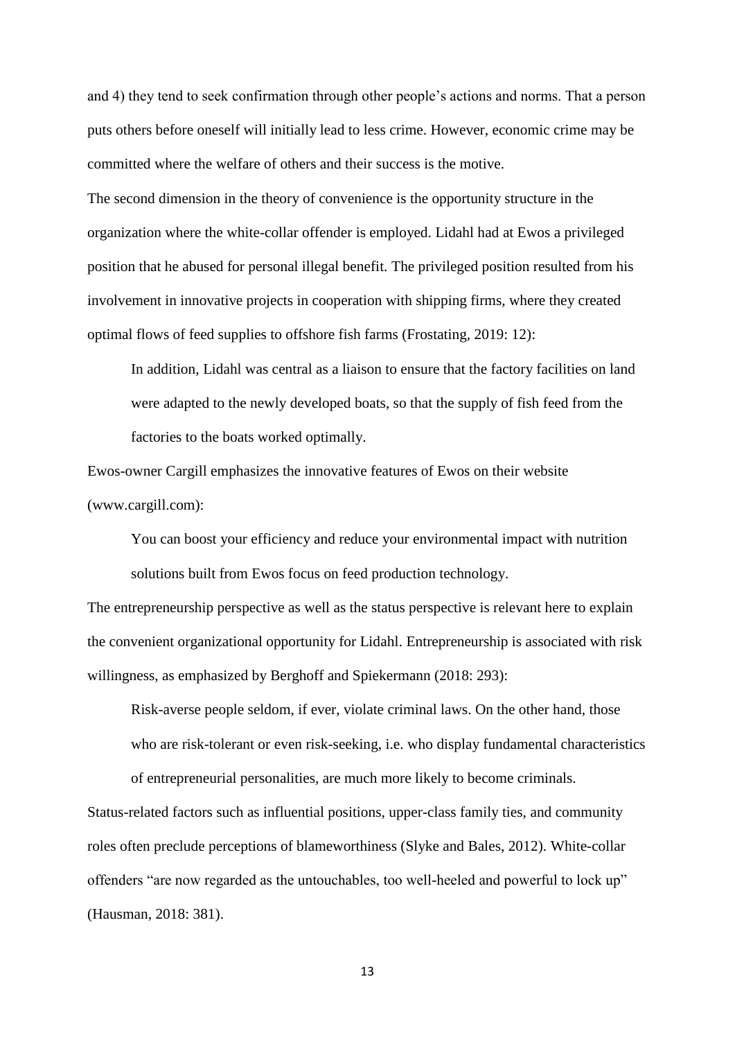and 4) they tend to seek confirmation through other people's actions and norms. That a person puts others before oneself will initially lead to less crime. However, economic crime may be committed where the welfare of others and their success is the motive.

The second dimension in the theory of convenience is the opportunity structure in the organization where the white-collar offender is employed. Lidahl had at Ewos a privileged position that he abused for personal illegal benefit. The privileged position resulted from his involvement in innovative projects in cooperation with shipping firms, where they created optimal flows of feed supplies to offshore fish farms (Frostating, 2019: 12):

> In addition, Lidahl was central as a liaison to ensure that the factory facilities on land were adapted to the newly developed boats, so that the supply of fish feed from the factories to the boats worked optimally.

Ewos-owner Cargill emphasizes the innovative features of Ewos on their website (www.cargill.com):

> You can boost your efficiency and reduce your environmental impact with nutrition solutions built from Ewos focus on feed production technology.

The entrepreneurship perspective as well as the status perspective is relevant here to explain the convenient organizational opportunity for Lidahl. Entrepreneurship is associated with risk willingness, as emphasized by Berghoff and Spiekermann (2018: 293):

> Risk-averse people seldom, if ever, violate criminal laws. On the other hand, those who are risk-tolerant or even risk-seeking, i.e. who display fundamental characteristics of entrepreneurial personalities, are much more likely to become criminals.

Status-related factors such as influential positions, upper-class family ties, and community roles often preclude perceptions of blameworthiness (Slyke and Bales, 2012). White-collar offenders "are now regarded as the untouchables, too well-heeled and powerful to lock up" (Hausman, 2018: 381).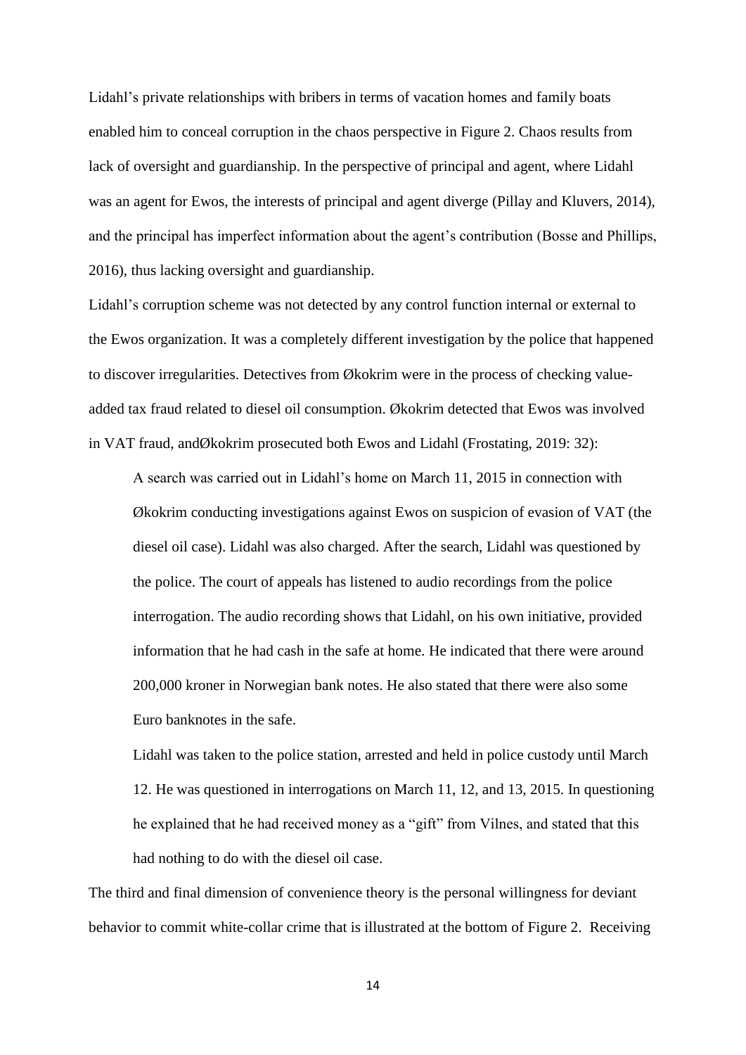Lidahl's private relationships with bribers in terms of vacation homes and family boats enabled him to conceal corruption in the chaos perspective in Figure 2. Chaos results from lack of oversight and guardianship. In the perspective of principal and agent, where Lidahl was an agent for Ewos, the interests of principal and agent diverge (Pillay and Kluvers, 2014), and the principal has imperfect information about the agent's contribution (Bosse and Phillips, 2016), thus lacking oversight and guardianship.

Lidahl's corruption scheme was not detected by any control function internal or external to the Ewos organization. It was a completely different investigation by the police that happened to discover irregularities. Detectives from Økokrim were in the process of checking value-added tax fraud related to diesel oil consumption. Økokrim detected that Ewos was involved in VAT fraud, andØkokrim prosecuted both Ewos and Lidahl (Frostating, 2019: 32):

> A search was carried out in Lidahl's home on March 11, 2015 in connection with Økokrim conducting investigations against Ewos on suspicion of evasion of VAT (the diesel oil case). Lidahl was also charged. After the search, Lidahl was questioned by the police. The court of appeals has listened to audio recordings from the police interrogation. The audio recording shows that Lidahl, on his own initiative, provided information that he had cash in the safe at home. He indicated that there were around 200,000 kroner in Norwegian bank notes. He also stated that there were also some Euro banknotes in the safe.
>
> Lidahl was taken to the police station, arrested and held in police custody until March 12. He was questioned in interrogations on March 11, 12, and 13, 2015. In questioning he explained that he had received money as a "gift" from Vilnes, and stated that this had nothing to do with the diesel oil case.

The third and final dimension of convenience theory is the personal willingness for deviant behavior to commit white-collar crime that is illustrated at the bottom of Figure 2. Receiving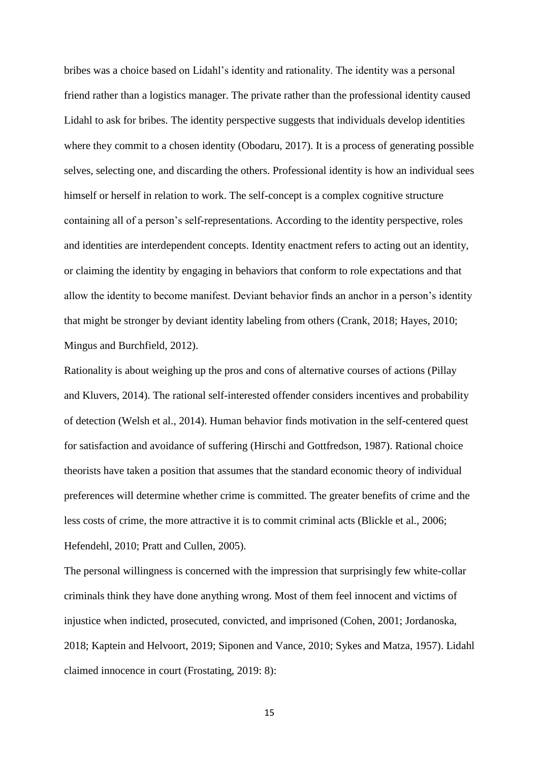bribes was a choice based on Lidahl's identity and rationality. The identity was a personal friend rather than a logistics manager. The private rather than the professional identity caused Lidahl to ask for bribes. The identity perspective suggests that individuals develop identities where they commit to a chosen identity (Obodaru, 2017). It is a process of generating possible selves, selecting one, and discarding the others. Professional identity is how an individual sees himself or herself in relation to work. The self-concept is a complex cognitive structure containing all of a person's self-representations. According to the identity perspective, roles and identities are interdependent concepts. Identity enactment refers to acting out an identity, or claiming the identity by engaging in behaviors that conform to role expectations and that allow the identity to become manifest. Deviant behavior finds an anchor in a person's identity that might be stronger by deviant identity labeling from others (Crank, 2018; Hayes, 2010; Mingus and Burchfield, 2012).

Rationality is about weighing up the pros and cons of alternative courses of actions (Pillay and Kluvers, 2014). The rational self-interested offender considers incentives and probability of detection (Welsh et al., 2014). Human behavior finds motivation in the self-centered quest for satisfaction and avoidance of suffering (Hirschi and Gottfredson, 1987). Rational choice theorists have taken a position that assumes that the standard economic theory of individual preferences will determine whether crime is committed. The greater benefits of crime and the less costs of crime, the more attractive it is to commit criminal acts (Blickle et al., 2006; Hefendehl, 2010; Pratt and Cullen, 2005).

The personal willingness is concerned with the impression that surprisingly few white-collar criminals think they have done anything wrong. Most of them feel innocent and victims of injustice when indicted, prosecuted, convicted, and imprisoned (Cohen, 2001; Jordanoska, 2018; Kaptein and Helvoort, 2019; Siponen and Vance, 2010; Sykes and Matza, 1957). Lidahl claimed innocence in court (Frostating, 2019: 8):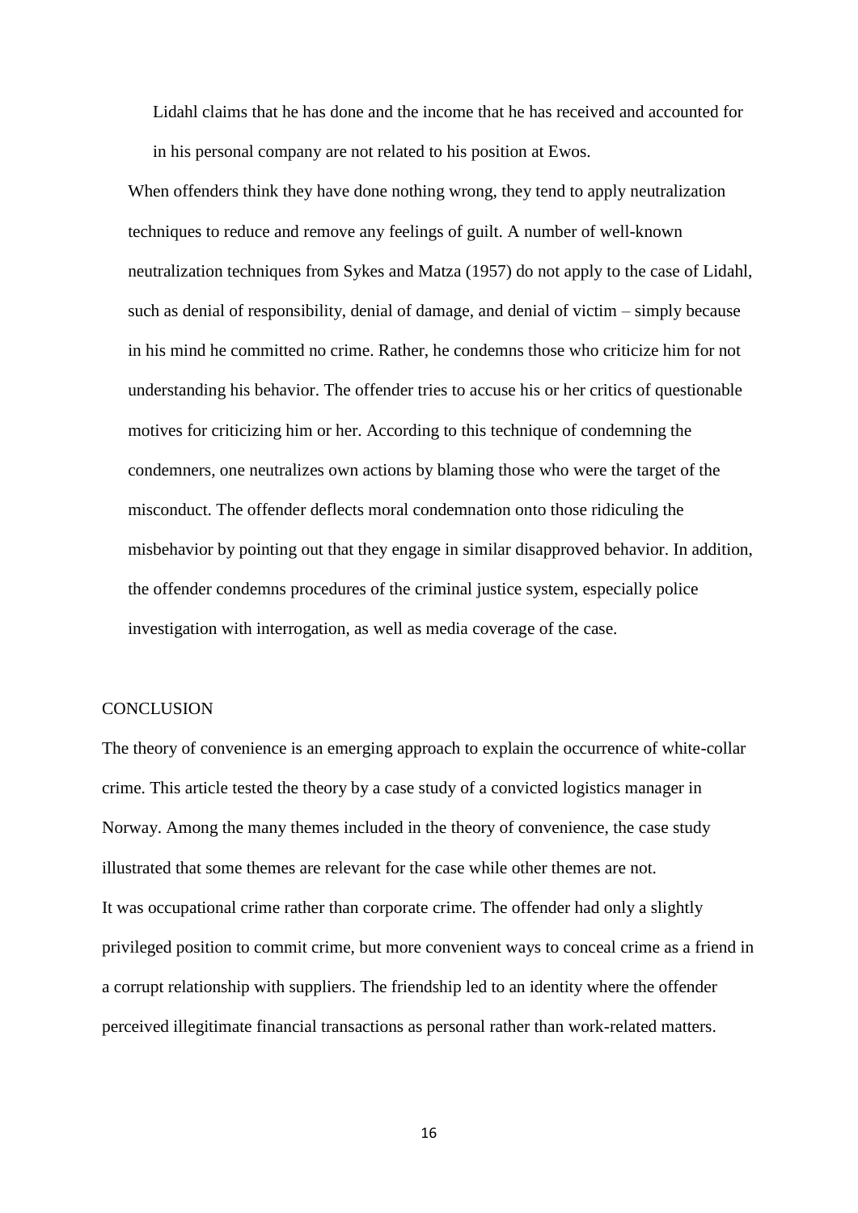> Lidahl claims that he has done and the income that he has received and accounted for in his personal company are not related to his position at Ewos.

When offenders think they have done nothing wrong, they tend to apply neutralization techniques to reduce and remove any feelings of guilt. A number of well-known neutralization techniques from Sykes and Matza (1957) do not apply to the case of Lidahl, such as denial of responsibility, denial of damage, and denial of victim – simply because in his mind he committed no crime. Rather, he condemns those who criticize him for not understanding his behavior. The offender tries to accuse his or her critics of questionable motives for criticizing him or her. According to this technique of condemning the condemners, one neutralizes own actions by blaming those who were the target of the misconduct. The offender deflects moral condemnation onto those ridiculing the misbehavior by pointing out that they engage in similar disapproved behavior. In addition, the offender condemns procedures of the criminal justice system, especially police investigation with interrogation, as well as media coverage of the case.

## CONCLUSION

The theory of convenience is an emerging approach to explain the occurrence of white-collar crime. This article tested the theory by a case study of a convicted logistics manager in Norway. Among the many themes included in the theory of convenience, the case study illustrated that some themes are relevant for the case while other themes are not.

It was occupational crime rather than corporate crime. The offender had only a slightly privileged position to commit crime, but more convenient ways to conceal crime as a friend in a corrupt relationship with suppliers. The friendship led to an identity where the offender perceived illegitimate financial transactions as personal rather than work-related matters.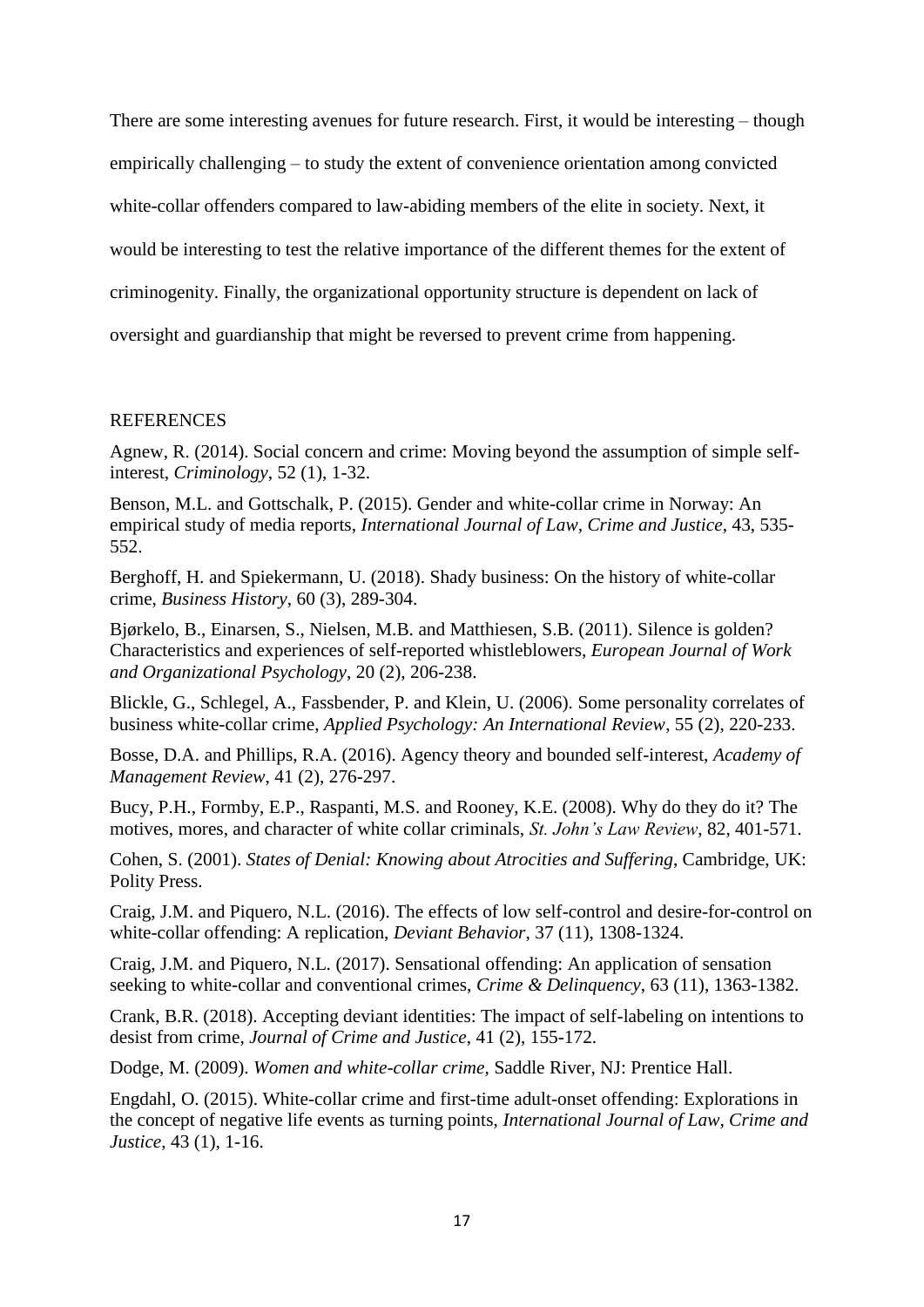There are some interesting avenues for future research. First, it would be interesting – though empirically challenging – to study the extent of convenience orientation among convicted white-collar offenders compared to law-abiding members of the elite in society. Next, it would be interesting to test the relative importance of the different themes for the extent of criminogenity. Finally, the organizational opportunity structure is dependent on lack of oversight and guardianship that might be reversed to prevent crime from happening.

## REFERENCES

Agnew, R. (2014). Social concern and crime: Moving beyond the assumption of simple self-interest, *Criminology*, 52 (1), 1-32.

Benson, M.L. and Gottschalk, P. (2015). Gender and white-collar crime in Norway: An empirical study of media reports, *International Journal of Law, Crime and Justice*, 43, 535-552.

Berghoff, H. and Spiekermann, U. (2018). Shady business: On the history of white-collar crime, *Business History*, 60 (3), 289-304.

Bjørkelo, B., Einarsen, S., Nielsen, M.B. and Matthiesen, S.B. (2011). Silence is golden? Characteristics and experiences of self-reported whistleblowers, *European Journal of Work and Organizational Psychology*, 20 (2), 206-238.

Blickle, G., Schlegel, A., Fassbender, P. and Klein, U. (2006). Some personality correlates of business white-collar crime, *Applied Psychology: An International Review*, 55 (2), 220-233.

Bosse, D.A. and Phillips, R.A. (2016). Agency theory and bounded self-interest, *Academy of Management Review*, 41 (2), 276-297.

Bucy, P.H., Formby, E.P., Raspanti, M.S. and Rooney, K.E. (2008). Why do they do it? The motives, mores, and character of white collar criminals, *St. John's Law Review*, 82, 401-571.

Cohen, S. (2001). *States of Denial: Knowing about Atrocities and Suffering*, Cambridge, UK: Polity Press.

Craig, J.M. and Piquero, N.L. (2016). The effects of low self-control and desire-for-control on white-collar offending: A replication, *Deviant Behavior*, 37 (11), 1308-1324.

Craig, J.M. and Piquero, N.L. (2017). Sensational offending: An application of sensation seeking to white-collar and conventional crimes, *Crime & Delinquency*, 63 (11), 1363-1382.

Crank, B.R. (2018). Accepting deviant identities: The impact of self-labeling on intentions to desist from crime, *Journal of Crime and Justice*, 41 (2), 155-172.

Dodge, M. (2009). *Women and white-collar crime*, Saddle River, NJ: Prentice Hall.

Engdahl, O. (2015). White-collar crime and first-time adult-onset offending: Explorations in the concept of negative life events as turning points, *International Journal of Law, Crime and Justice*, 43 (1), 1-16.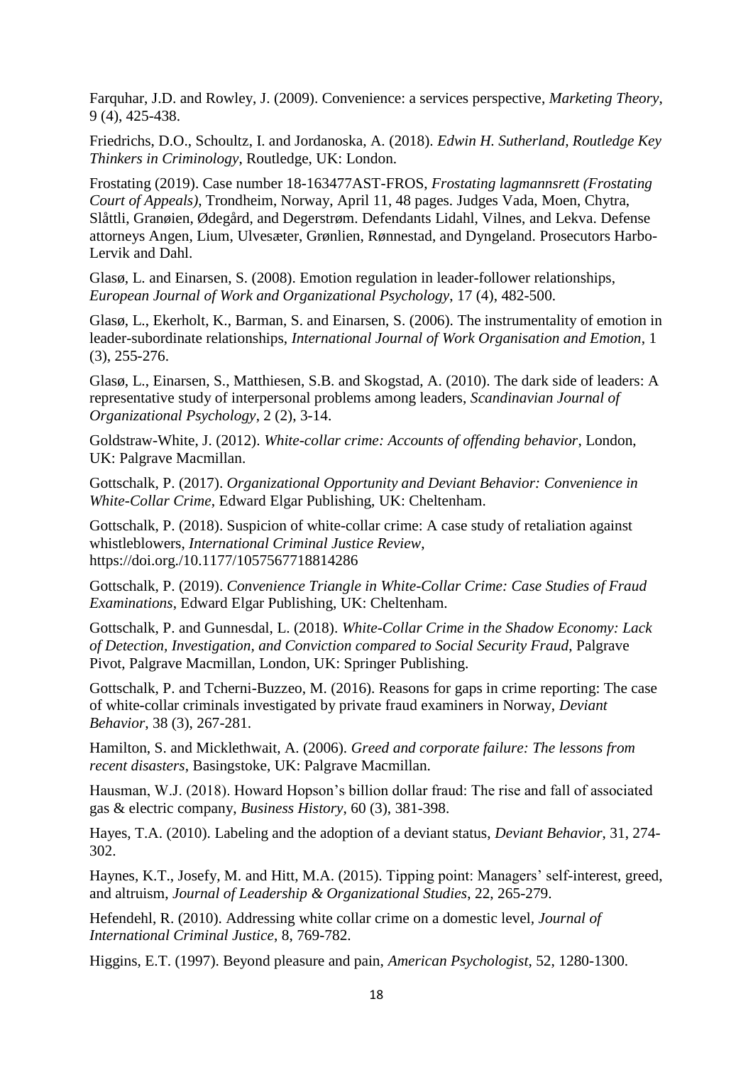Farquhar, J.D. and Rowley, J. (2009). Convenience: a services perspective, *Marketing Theory*, 9 (4), 425-438.

Friedrichs, D.O., Schoultz, I. and Jordanoska, A. (2018). *Edwin H. Sutherland, Routledge Key Thinkers in Criminology*, Routledge, UK: London.

Frostating (2019). Case number 18-163477AST-FROS, *Frostating lagmannsrett (Frostating Court of Appeals)*, Trondheim, Norway, April 11, 48 pages. Judges Vada, Moen, Chytra, Slåttli, Granøien, Ødegård, and Degerstrøm. Defendants Lidahl, Vilnes, and Lekva. Defense attorneys Angen, Lium, Ulvesæter, Grønlien, Rønnestad, and Dyngeland. Prosecutors Harbo-Lervik and Dahl.

Glasø, L. and Einarsen, S. (2008). Emotion regulation in leader-follower relationships, *European Journal of Work and Organizational Psychology*, 17 (4), 482-500.

Glasø, L., Ekerholt, K., Barman, S. and Einarsen, S. (2006). The instrumentality of emotion in leader-subordinate relationships, *International Journal of Work Organisation and Emotion*, 1 (3), 255-276.

Glasø, L., Einarsen, S., Matthiesen, S.B. and Skogstad, A. (2010). The dark side of leaders: A representative study of interpersonal problems among leaders, *Scandinavian Journal of Organizational Psychology*, 2 (2), 3-14.

Goldstraw-White, J. (2012). *White-collar crime: Accounts of offending behavior*, London, UK: Palgrave Macmillan.

Gottschalk, P. (2017). *Organizational Opportunity and Deviant Behavior: Convenience in White-Collar Crime*, Edward Elgar Publishing, UK: Cheltenham.

Gottschalk, P. (2018). Suspicion of white-collar crime: A case study of retaliation against whistleblowers, *International Criminal Justice Review*, https://doi.org./10.1177/1057567718814286

Gottschalk, P. (2019). *Convenience Triangle in White-Collar Crime: Case Studies of Fraud Examinations*, Edward Elgar Publishing, UK: Cheltenham.

Gottschalk, P. and Gunnesdal, L. (2018). *White-Collar Crime in the Shadow Economy: Lack of Detection, Investigation, and Conviction compared to Social Security Fraud*, Palgrave Pivot, Palgrave Macmillan, London, UK: Springer Publishing.

Gottschalk, P. and Tcherni-Buzzeo, M. (2016). Reasons for gaps in crime reporting: The case of white-collar criminals investigated by private fraud examiners in Norway, *Deviant Behavior*, 38 (3), 267-281.

Hamilton, S. and Micklethwait, A. (2006). *Greed and corporate failure: The lessons from recent disasters*, Basingstoke, UK: Palgrave Macmillan.

Hausman, W.J. (2018). Howard Hopson's billion dollar fraud: The rise and fall of associated gas & electric company, *Business History*, 60 (3), 381-398.

Hayes, T.A. (2010). Labeling and the adoption of a deviant status, *Deviant Behavior*, 31, 274-302.

Haynes, K.T., Josefy, M. and Hitt, M.A. (2015). Tipping point: Managers' self-interest, greed, and altruism, *Journal of Leadership & Organizational Studies*, 22, 265-279.

Hefendehl, R. (2010). Addressing white collar crime on a domestic level, *Journal of International Criminal Justice*, 8, 769-782.

Higgins, E.T. (1997). Beyond pleasure and pain, *American Psychologist*, 52, 1280-1300.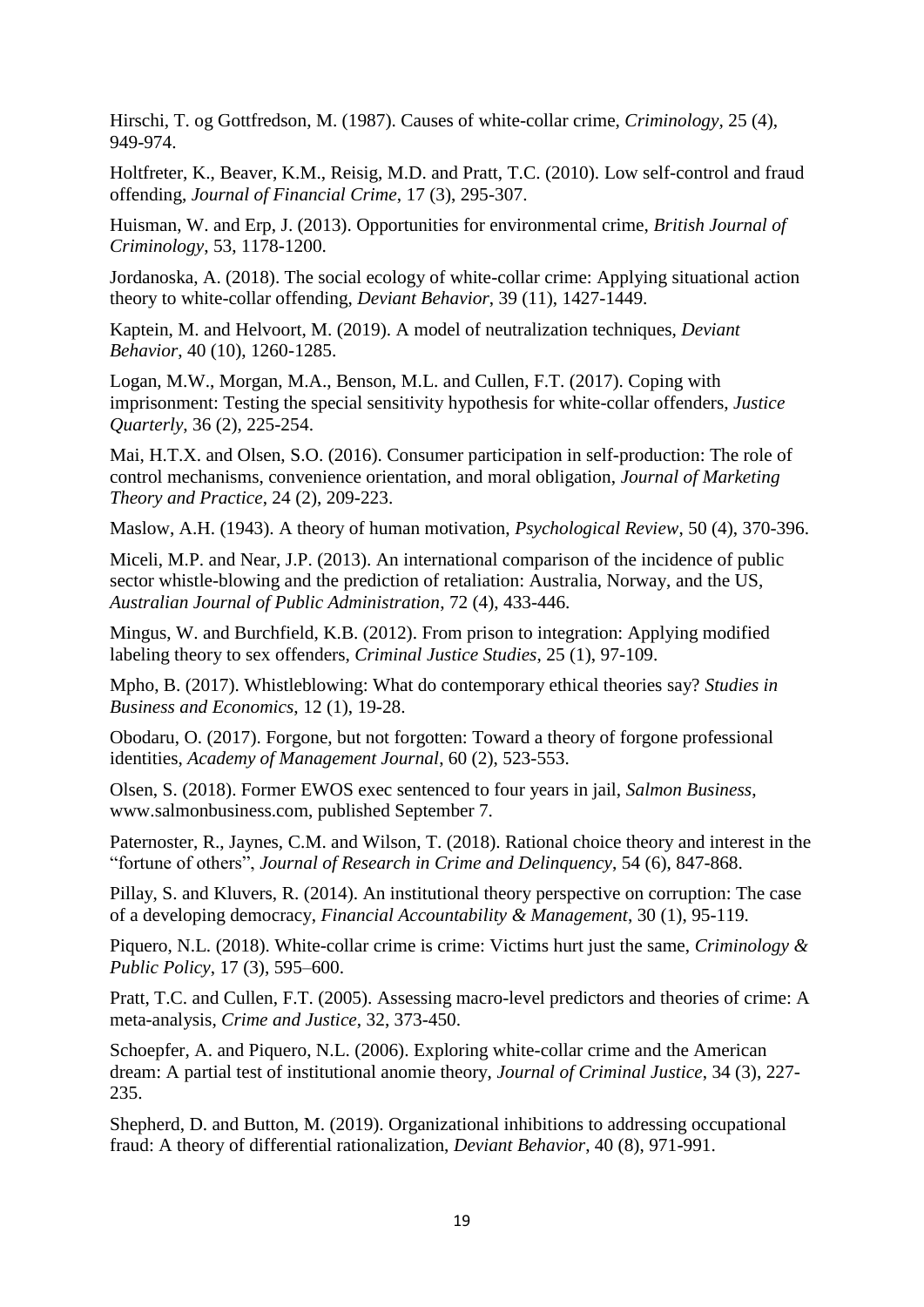Hirschi, T. og Gottfredson, M. (1987). Causes of white-collar crime, *Criminology*, 25 (4), 949-974.

Holtfreter, K., Beaver, K.M., Reisig, M.D. and Pratt, T.C. (2010). Low self-control and fraud offending, *Journal of Financial Crime*, 17 (3), 295-307.

Huisman, W. and Erp, J. (2013). Opportunities for environmental crime, *British Journal of Criminology*, 53, 1178-1200.

Jordanoska, A. (2018). The social ecology of white-collar crime: Applying situational action theory to white-collar offending, *Deviant Behavior*, 39 (11), 1427-1449.

Kaptein, M. and Helvoort, M. (2019). A model of neutralization techniques, *Deviant Behavior*, 40 (10), 1260-1285.

Logan, M.W., Morgan, M.A., Benson, M.L. and Cullen, F.T. (2017). Coping with imprisonment: Testing the special sensitivity hypothesis for white-collar offenders, *Justice Quarterly*, 36 (2), 225-254.

Mai, H.T.X. and Olsen, S.O. (2016). Consumer participation in self-production: The role of control mechanisms, convenience orientation, and moral obligation, *Journal of Marketing Theory and Practice*, 24 (2), 209-223.

Maslow, A.H. (1943). A theory of human motivation, *Psychological Review*, 50 (4), 370-396.

Miceli, M.P. and Near, J.P. (2013). An international comparison of the incidence of public sector whistle-blowing and the prediction of retaliation: Australia, Norway, and the US, *Australian Journal of Public Administration*, 72 (4), 433-446.

Mingus, W. and Burchfield, K.B. (2012). From prison to integration: Applying modified labeling theory to sex offenders, *Criminal Justice Studies*, 25 (1), 97-109.

Mpho, B. (2017). Whistleblowing: What do contemporary ethical theories say? *Studies in Business and Economics*, 12 (1), 19-28.

Obodaru, O. (2017). Forgone, but not forgotten: Toward a theory of forgone professional identities, *Academy of Management Journal*, 60 (2), 523-553.

Olsen, S. (2018). Former EWOS exec sentenced to four years in jail, *Salmon Business*, www.salmonbusiness.com, published September 7.

Paternoster, R., Jaynes, C.M. and Wilson, T. (2018). Rational choice theory and interest in the "fortune of others", *Journal of Research in Crime and Delinquency*, 54 (6), 847-868.

Pillay, S. and Kluvers, R. (2014). An institutional theory perspective on corruption: The case of a developing democracy, *Financial Accountability & Management*, 30 (1), 95-119.

Piquero, N.L. (2018). White-collar crime is crime: Victims hurt just the same, *Criminology & Public Policy*, 17 (3), 595–600.

Pratt, T.C. and Cullen, F.T. (2005). Assessing macro-level predictors and theories of crime: A meta-analysis, *Crime and Justice*, 32, 373-450.

Schoepfer, A. and Piquero, N.L. (2006). Exploring white-collar crime and the American dream: A partial test of institutional anomie theory, *Journal of Criminal Justice*, 34 (3), 227-235.

Shepherd, D. and Button, M. (2019). Organizational inhibitions to addressing occupational fraud: A theory of differential rationalization, *Deviant Behavior*, 40 (8), 971-991.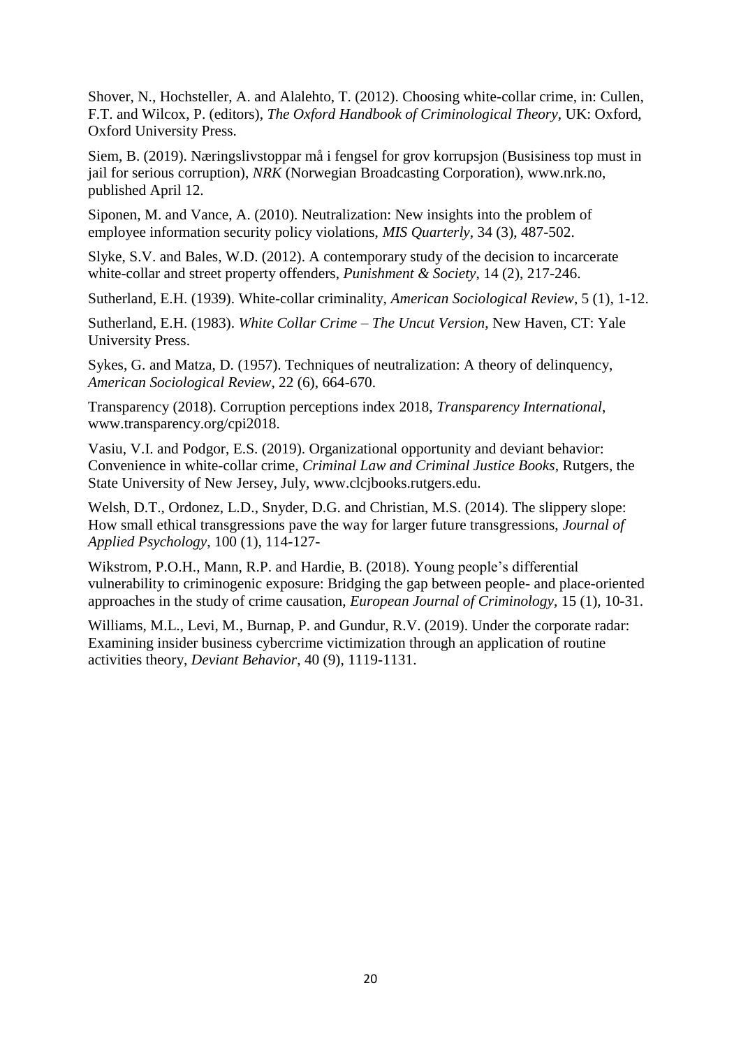Shover, N., Hochsteller, A. and Alalehto, T. (2012). Choosing white-collar crime, in: Cullen, F.T. and Wilcox, P. (editors), *The Oxford Handbook of Criminological Theory*, UK: Oxford, Oxford University Press.

Siem, B. (2019). Næringslivstoppar må i fengsel for grov korrupsjon (Busisiness top must in jail for serious corruption), *NRK* (Norwegian Broadcasting Corporation), www.nrk.no, published April 12.

Siponen, M. and Vance, A. (2010). Neutralization: New insights into the problem of employee information security policy violations, *MIS Quarterly*, 34 (3), 487-502.

Slyke, S.V. and Bales, W.D. (2012). A contemporary study of the decision to incarcerate white-collar and street property offenders, *Punishment & Society*, 14 (2), 217-246.

Sutherland, E.H. (1939). White-collar criminality, *American Sociological Review*, 5 (1), 1-12.

Sutherland, E.H. (1983). *White Collar Crime – The Uncut Version*, New Haven, CT: Yale University Press.

Sykes, G. and Matza, D. (1957). Techniques of neutralization: A theory of delinquency, *American Sociological Review*, 22 (6), 664-670.

Transparency (2018). Corruption perceptions index 2018, *Transparency International*, www.transparency.org/cpi2018.

Vasiu, V.I. and Podgor, E.S. (2019). Organizational opportunity and deviant behavior: Convenience in white-collar crime, *Criminal Law and Criminal Justice Books*, Rutgers, the State University of New Jersey, July, www.clcjbooks.rutgers.edu.

Welsh, D.T., Ordonez, L.D., Snyder, D.G. and Christian, M.S. (2014). The slippery slope: How small ethical transgressions pave the way for larger future transgressions, *Journal of Applied Psychology*, 100 (1), 114-127-

Wikstrom, P.O.H., Mann, R.P. and Hardie, B. (2018). Young people's differential vulnerability to criminogenic exposure: Bridging the gap between people- and place-oriented approaches in the study of crime causation, *European Journal of Criminology*, 15 (1), 10-31.

Williams, M.L., Levi, M., Burnap, P. and Gundur, R.V. (2019). Under the corporate radar: Examining insider business cybercrime victimization through an application of routine activities theory, *Deviant Behavior*, 40 (9), 1119-1131.